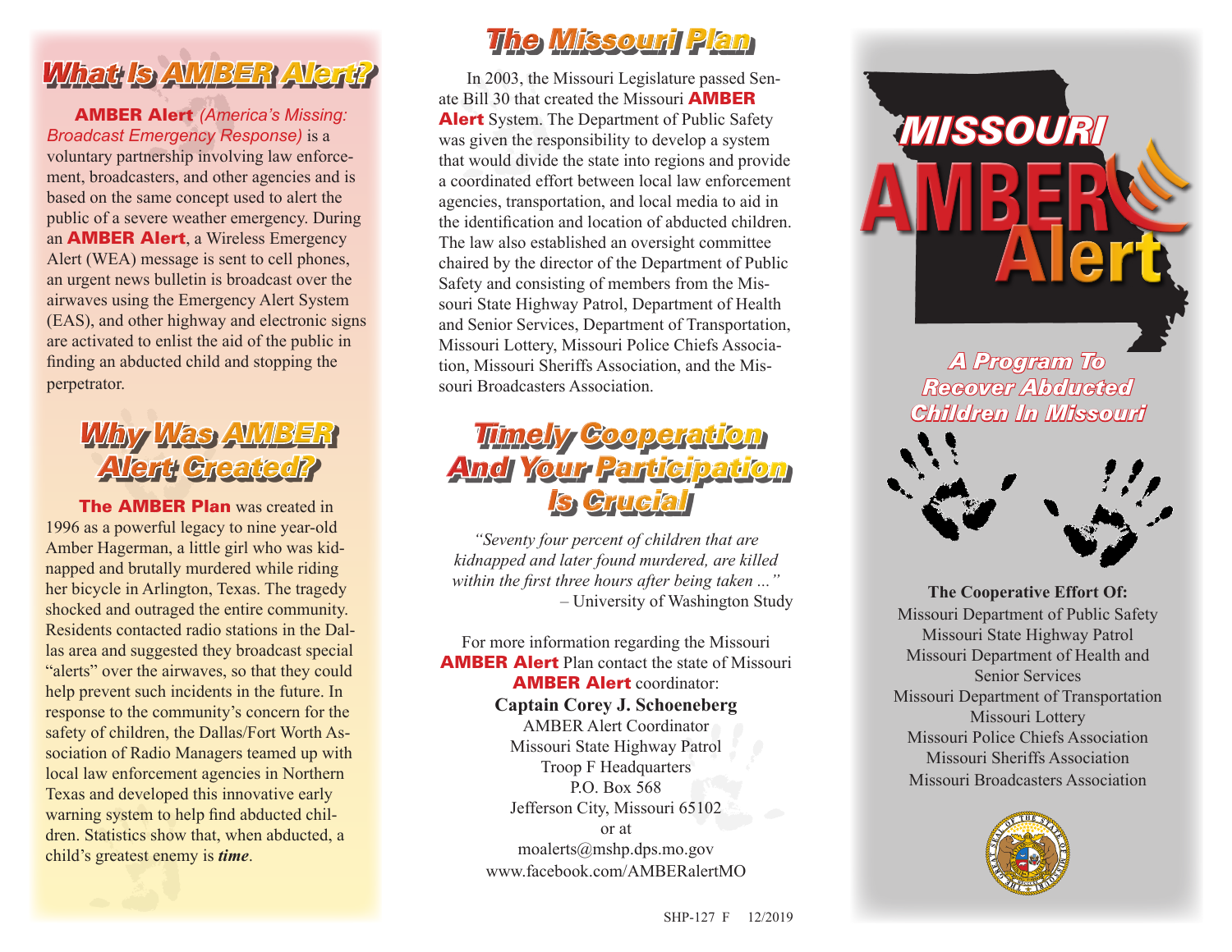## What Is AMBER Alert?

**AMBER Alert** *(America's Missing: Broadcast Emergency Response)* is a voluntary partnership involving law enforcement, broadcasters, and other agencies and is based on the same concept used to alert the public of a severe weather emergency. During an **AMBER Alert**, a Wireless Emergency Alert (WEA) message is sent to cell phones, an urgent news bulletin is broadcast over the airwaves using the Emergency Alert System (EAS), and other highway and electronic signs are activated to enlist the aid of the public in finding an abducted child and stopping the perpetrator.

## Why Was AMBER Alert Created?

**The AMBER Plan** was created in 1996 as a powerful legacy to nine year-old Amber Hagerman, a little girl who was kidnapped and brutally murdered while riding her bicycle in Arlington, Texas. The tragedy shocked and outraged the entire community. Residents contacted radio stations in the Dallas area and suggested they broadcast special "alerts" over the airwaves, so that they could help prevent such incidents in the future. In response to the community's concern for the safety of children, the Dallas/Fort Worth Association of Radio Managers teamed up with local law enforcement agencies in Northern Texas and developed this innovative early warning system to help find abducted children. Statistics show that, when abducted, a child's greatest enemy is ***time***.

## The Missouri Plan

In 2003, the Missouri Legislature passed Senate Bill 30 that created the Missouri **AMBER Alert** System. The Department of Public Safety was given the responsibility to develop a system that would divide the state into regions and provide a coordinated effort between local law enforcement agencies, transportation, and local media to aid in the identification and location of abducted children. The law also established an oversight committee chaired by the director of the Department of Public Safety and consisting of members from the Missouri State Highway Patrol, Department of Health and Senior Services, Department of Transportation, Missouri Lottery, Missouri Police Chiefs Association, Missouri Sheriffs Association, and the Missouri Broadcasters Association.

## Timely Cooperation And Your Participation Is Crucial

*"Seventy four percent of children that are kidnapped and later found murdered, are killed within the first three hours after being taken ..."*
– University of Washington Study

For more information regarding the Missouri **AMBER Alert** Plan contact the state of Missouri **AMBER Alert** coordinator:

**Captain Corey J. Schoeneberg**
AMBER Alert Coordinator
Missouri State Highway Patrol
Troop F Headquarters
P.O. Box 568
Jefferson City, Missouri 65102
or at
moalerts@mshp.dps.mo.gov
www.facebook.com/AMBERalertMO

SHP-127 F 12/2019

# MISSOURI AMBER Alert

## A Program To Recover Abducted Children In Missouri

**The Cooperative Effort Of:**

Missouri Department of Public Safety
Missouri State Highway Patrol
Missouri Department of Health and Senior Services
Missouri Department of Transportation
Missouri Lottery
Missouri Police Chiefs Association
Missouri Sheriffs Association
Missouri Broadcasters Association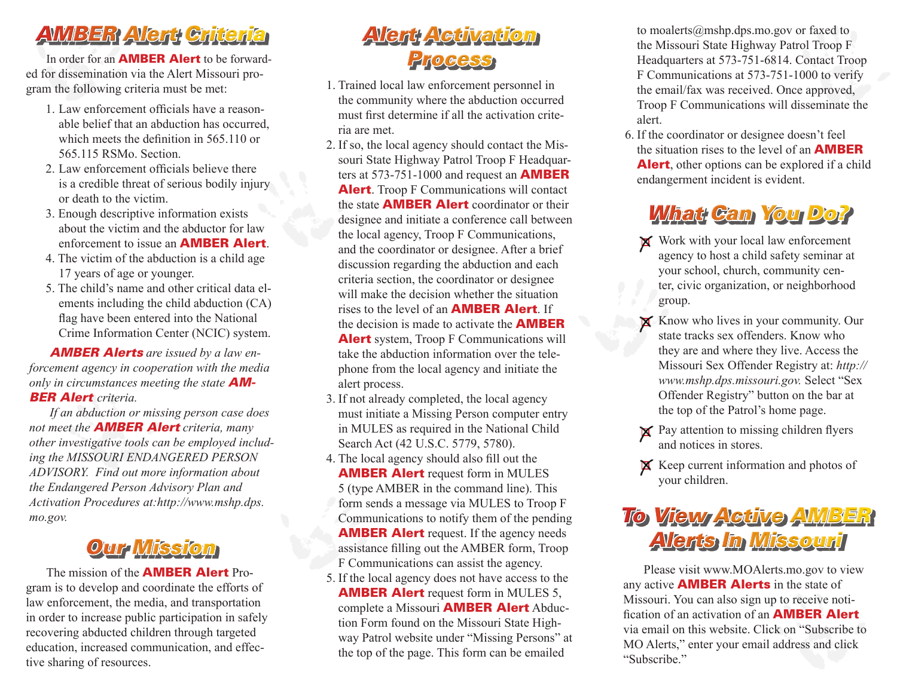## AMBER Alert Criteria

In order for an **AMBER Alert** to be forwarded for dissemination via the Alert Missouri program the following criteria must be met:

1. Law enforcement officials have a reasonable belief that an abduction has occurred, which meets the definition in 565.110 or 565.115 RSMo. Section.
2. Law enforcement officials believe there is a credible threat of serious bodily injury or death to the victim.
3. Enough descriptive information exists about the victim and the abductor for law enforcement to issue an **AMBER Alert**.
4. The victim of the abduction is a child age 17 years of age or younger.
5. The child's name and other critical data elements including the child abduction (CA) flag have been entered into the National Crime Information Center (NCIC) system.

***AMBER Alerts*** *are issued by a law enforcement agency in cooperation with the media only in circumstances meeting the state* ***AMBER Alert*** *criteria.*

*If an abduction or missing person case does not meet the* ***AMBER Alert*** *criteria, many other investigative tools can be employed including the MISSOURI ENDANGERED PERSON ADVISORY. Find out more information about the Endangered Person Advisory Plan and Activation Procedures at:http://www.mshp.dps.mo.gov.*

## Our Mission

The mission of the **AMBER Alert** Program is to develop and coordinate the efforts of law enforcement, the media, and transportation in order to increase public participation in safely recovering abducted children through targeted education, increased communication, and effective sharing of resources.

## Alert Activation Process

1. Trained local law enforcement personnel in the community where the abduction occurred must first determine if all the activation criteria are met.
2. If so, the local agency should contact the Missouri State Highway Patrol Troop F Headquarters at 573-751-1000 and request an **AMBER Alert**. Troop F Communications will contact the state **AMBER Alert** coordinator or their designee and initiate a conference call between the local agency, Troop F Communications, and the coordinator or designee. After a brief discussion regarding the abduction and each criteria section, the coordinator or designee will make the decision whether the situation rises to the level of an **AMBER Alert**. If the decision is made to activate the **AMBER Alert** system, Troop F Communications will take the abduction information over the telephone from the local agency and initiate the alert process.
3. If not already completed, the local agency must initiate a Missing Person computer entry in MULES as required in the National Child Search Act (42 U.S.C. 5779, 5780).
4. The local agency should also fill out the **AMBER Alert** request form in MULES 5 (type AMBER in the command line). This form sends a message via MULES to Troop F Communications to notify them of the pending **AMBER Alert** request. If the agency needs assistance filling out the AMBER form, Troop F Communications can assist the agency.
5. If the local agency does not have access to the **AMBER Alert** request form in MULES 5, complete a Missouri **AMBER Alert** Abduction Form found on the Missouri State Highway Patrol website under "Missing Persons" at the top of the page. This form can be emailed to moalerts@mshp.dps.mo.gov or faxed to the Missouri State Highway Patrol Troop F Headquarters at 573-751-6814. Contact Troop F Communications at 573-751-1000 to verify the email/fax was received. Once approved, Troop F Communications will disseminate the alert.
6. If the coordinator or designee doesn't feel the situation rises to the level of an **AMBER Alert**, other options can be explored if a child endangerment incident is evident.

## What Can You Do?

- Work with your local law enforcement agency to host a child safety seminar at your school, church, community center, civic organization, or neighborhood group.
- Know who lives in your community. Our state tracks sex offenders. Know who they are and where they live. Access the Missouri Sex Offender Registry at: *http://www.mshp.dps.missouri.gov.* Select "Sex Offender Registry" button on the bar at the top of the Patrol's home page.
- Pay attention to missing children flyers and notices in stores.
- Keep current information and photos of your children.

## To View Active AMBER Alerts In Missouri

Please visit www.MOAlerts.mo.gov to view any active **AMBER Alerts** in the state of Missouri. You can also sign up to receive notification of an activation of an **AMBER Alert** via email on this website. Click on "Subscribe to MO Alerts," enter your email address and click "Subscribe."